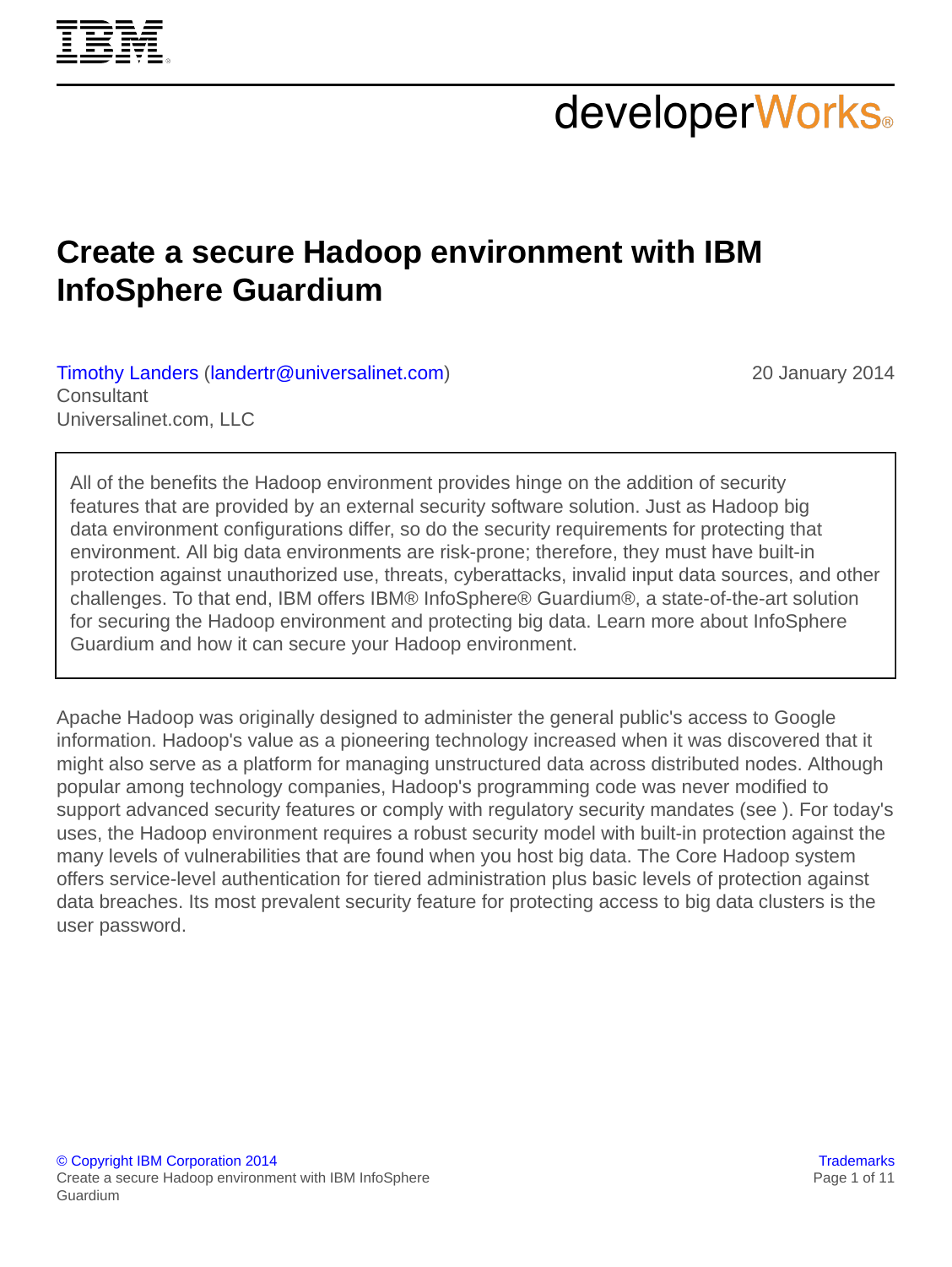# Create a secure Hadoop environment with IBM InfoSphere Guardium

Timothy Landers (landertr@universalinet.com)
Consultant
Universalinet.com, LLC

20 January 2014

> All of the benefits the Hadoop environment provides hinge on the addition of security features that are provided by an external security software solution. Just as Hadoop big data environment configurations differ, so do the security requirements for protecting that environment. All big data environments are risk-prone; therefore, they must have built-in protection against unauthorized use, threats, cyberattacks, invalid input data sources, and other challenges. To that end, IBM offers IBM® InfoSphere® Guardium®, a state-of-the-art solution for securing the Hadoop environment and protecting big data. Learn more about InfoSphere Guardium and how it can secure your Hadoop environment.

Apache Hadoop was originally designed to administer the general public's access to Google information. Hadoop's value as a pioneering technology increased when it was discovered that it might also serve as a platform for managing unstructured data across distributed nodes. Although popular among technology companies, Hadoop's programming code was never modified to support advanced security features or comply with regulatory security mandates (see ). For today's uses, the Hadoop environment requires a robust security model with built-in protection against the many levels of vulnerabilities that are found when you host big data. The Core Hadoop system offers service-level authentication for tiered administration plus basic levels of protection against data breaches. Its most prevalent security feature for protecting access to big data clusters is the user password.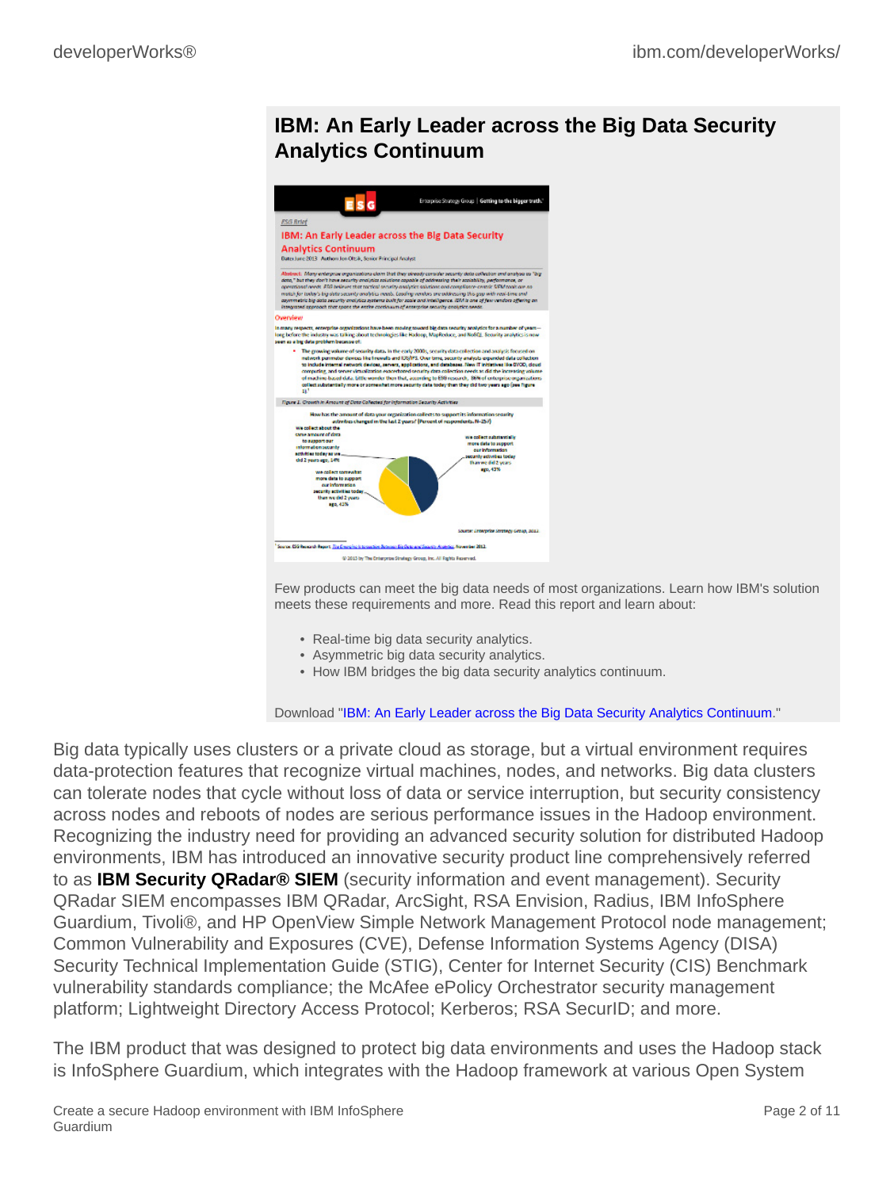## IBM: An Early Leader across the Big Data Security Analytics Continuum

Few products can meet the big data needs of most organizations. Learn how IBM's solution meets these requirements and more. Read this report and learn about:

- Real-time big data security analytics.
- Asymmetric big data security analytics.
- How IBM bridges the big data security analytics continuum.

Download "IBM: An Early Leader across the Big Data Security Analytics Continuum."

Big data typically uses clusters or a private cloud as storage, but a virtual environment requires data-protection features that recognize virtual machines, nodes, and networks. Big data clusters can tolerate nodes that cycle without loss of data or service interruption, but security consistency across nodes and reboots of nodes are serious performance issues in the Hadoop environment. Recognizing the industry need for providing an advanced security solution for distributed Hadoop environments, IBM has introduced an innovative security product line comprehensively referred to as **IBM Security QRadar® SIEM** (security information and event management). Security QRadar SIEM encompasses IBM QRadar, ArcSight, RSA Envision, Radius, IBM InfoSphere Guardium, Tivoli®, and HP OpenView Simple Network Management Protocol node management; Common Vulnerability and Exposures (CVE), Defense Information Systems Agency (DISA) Security Technical Implementation Guide (STIG), Center for Internet Security (CIS) Benchmark vulnerability standards compliance; the McAfee ePolicy Orchestrator security management platform; Lightweight Directory Access Protocol; Kerberos; RSA SecurID; and more.

The IBM product that was designed to protect big data environments and uses the Hadoop stack is InfoSphere Guardium, which integrates with the Hadoop framework at various Open System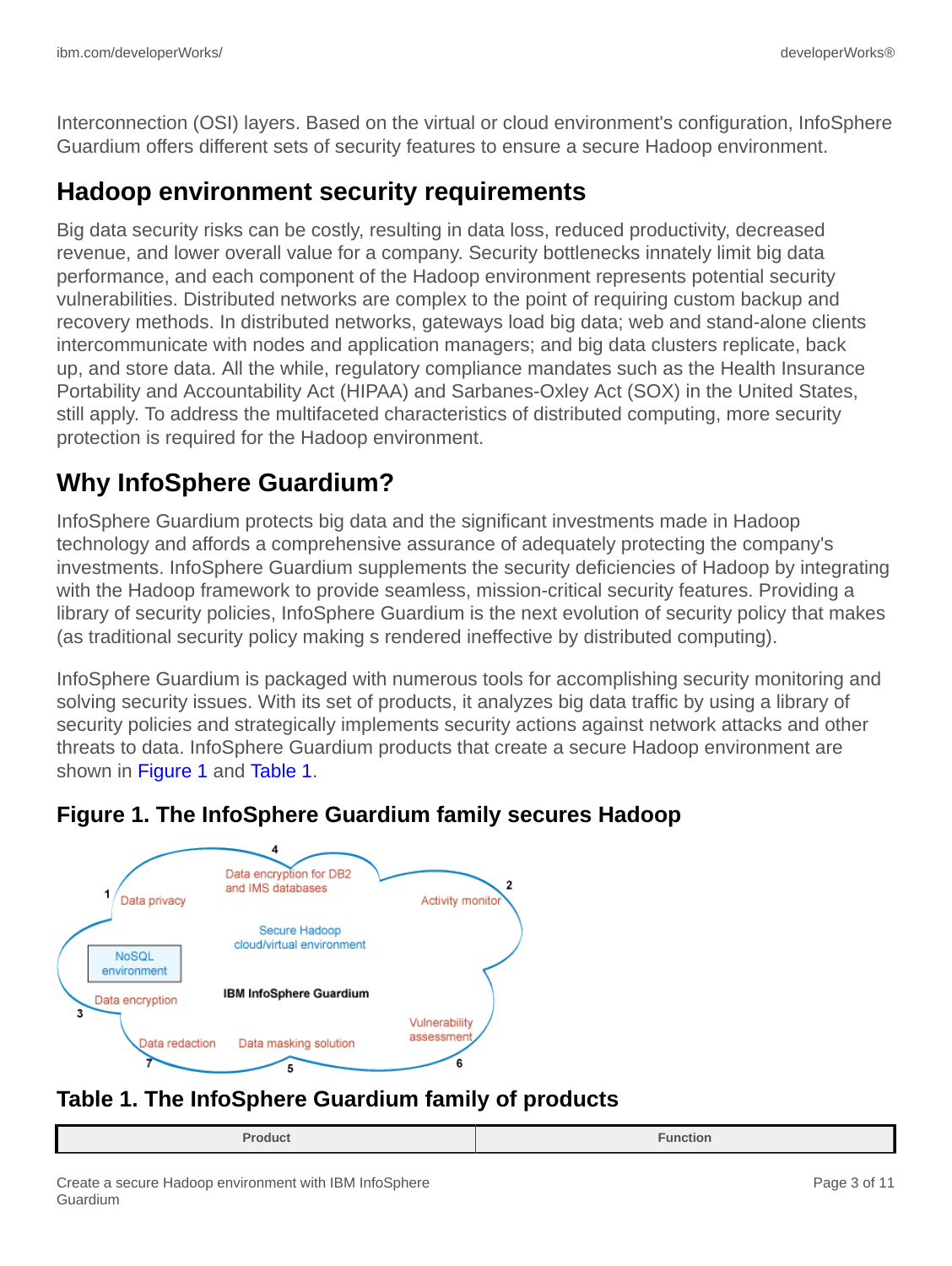Interconnection (OSI) layers. Based on the virtual or cloud environment's configuration, InfoSphere Guardium offers different sets of security features to ensure a secure Hadoop environment.

## Hadoop environment security requirements

Big data security risks can be costly, resulting in data loss, reduced productivity, decreased revenue, and lower overall value for a company. Security bottlenecks innately limit big data performance, and each component of the Hadoop environment represents potential security vulnerabilities. Distributed networks are complex to the point of requiring custom backup and recovery methods. In distributed networks, gateways load big data; web and stand-alone clients intercommunicate with nodes and application managers; and big data clusters replicate, back up, and store data. All the while, regulatory compliance mandates such as the Health Insurance Portability and Accountability Act (HIPAA) and Sarbanes-Oxley Act (SOX) in the United States, still apply. To address the multifaceted characteristics of distributed computing, more security protection is required for the Hadoop environment.

## Why InfoSphere Guardium?

InfoSphere Guardium protects big data and the significant investments made in Hadoop technology and affords a comprehensive assurance of adequately protecting the company's investments. InfoSphere Guardium supplements the security deficiencies of Hadoop by integrating with the Hadoop framework to provide seamless, mission-critical security features. Providing a library of security policies, InfoSphere Guardium is the next evolution of security policy that makes (as traditional security policy making s rendered ineffective by distributed computing).

InfoSphere Guardium is packaged with numerous tools for accomplishing security monitoring and solving security issues. With its set of products, it analyzes big data traffic by using a library of security policies and strategically implements security actions against network attacks and other threats to data. InfoSphere Guardium products that create a secure Hadoop environment are shown in Figure 1 and Table 1.

### Figure 1. The InfoSphere Guardium family secures Hadoop

1 Data privacy

2 Activity monitor

3 Data encryption

4 Data encryption for DB2 and IMS databases

5 Data masking solution

6 Vulnerability assessment

7 Data redaction

NoSQL environment

Secure Hadoop cloud/virtual environment

IBM InfoSphere Guardium

### Table 1. The InfoSphere Guardium family of products

| Product | Function |
|---|---|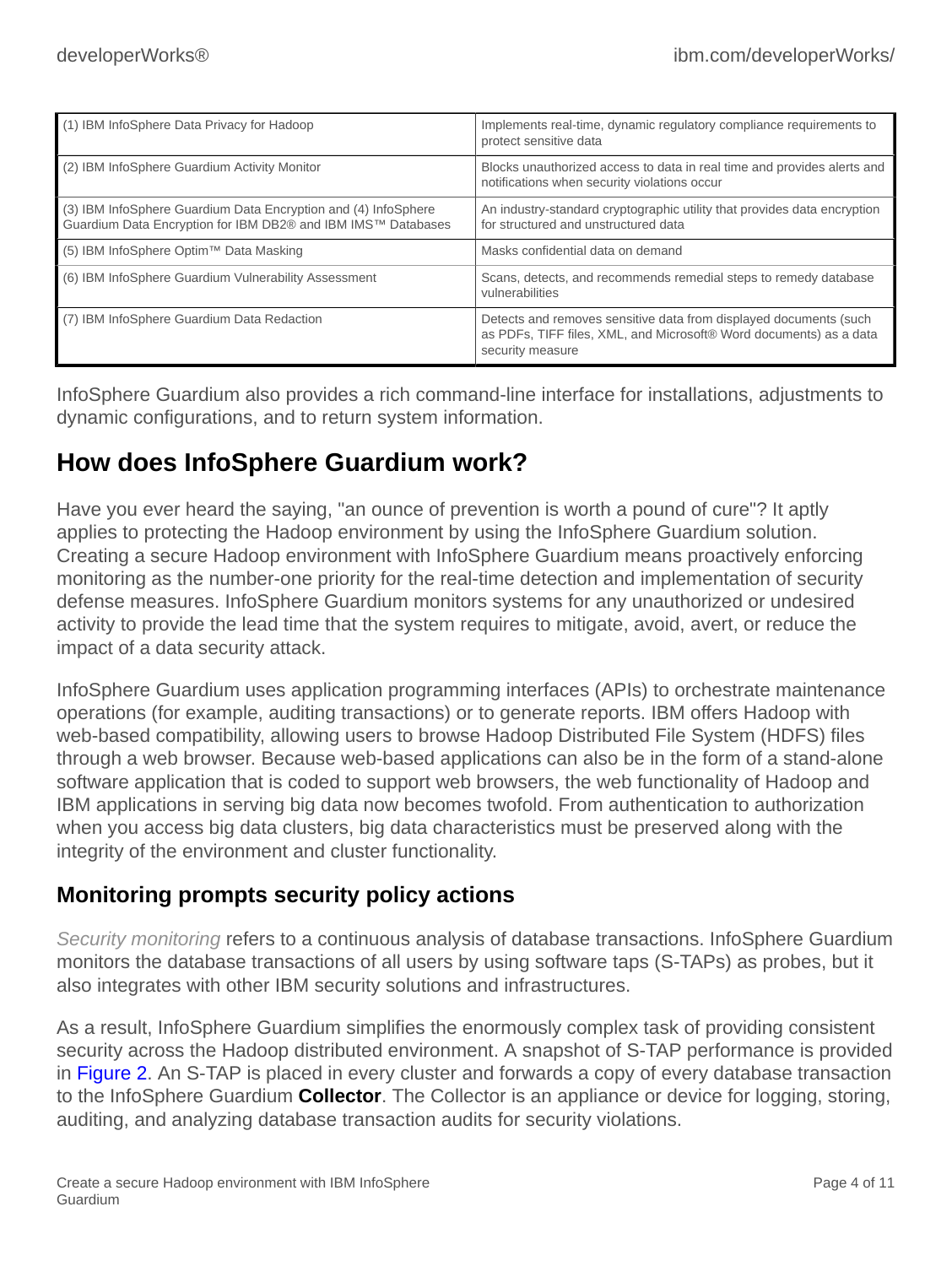| | |
|---|---|
| (1) IBM InfoSphere Data Privacy for Hadoop | Implements real-time, dynamic regulatory compliance requirements to protect sensitive data |
| (2) IBM InfoSphere Guardium Activity Monitor | Blocks unauthorized access to data in real time and provides alerts and notifications when security violations occur |
| (3) IBM InfoSphere Guardium Data Encryption and (4) InfoSphere Guardium Data Encryption for IBM DB2® and IBM IMS™ Databases | An industry-standard cryptographic utility that provides data encryption for structured and unstructured data |
| (5) IBM InfoSphere Optim™ Data Masking | Masks confidential data on demand |
| (6) IBM InfoSphere Guardium Vulnerability Assessment | Scans, detects, and recommends remedial steps to remedy database vulnerabilities |
| (7) IBM InfoSphere Guardium Data Redaction | Detects and removes sensitive data from displayed documents (such as PDFs, TIFF files, XML, and Microsoft® Word documents) as a data security measure |

InfoSphere Guardium also provides a rich command-line interface for installations, adjustments to dynamic configurations, and to return system information.

## How does InfoSphere Guardium work?

Have you ever heard the saying, "an ounce of prevention is worth a pound of cure"? It aptly applies to protecting the Hadoop environment by using the InfoSphere Guardium solution. Creating a secure Hadoop environment with InfoSphere Guardium means proactively enforcing monitoring as the number-one priority for the real-time detection and implementation of security defense measures. InfoSphere Guardium monitors systems for any unauthorized or undesired activity to provide the lead time that the system requires to mitigate, avoid, avert, or reduce the impact of a data security attack.

InfoSphere Guardium uses application programming interfaces (APIs) to orchestrate maintenance operations (for example, auditing transactions) or to generate reports. IBM offers Hadoop with web-based compatibility, allowing users to browse Hadoop Distributed File System (HDFS) files through a web browser. Because web-based applications can also be in the form of a stand-alone software application that is coded to support web browsers, the web functionality of Hadoop and IBM applications in serving big data now becomes twofold. From authentication to authorization when you access big data clusters, big data characteristics must be preserved along with the integrity of the environment and cluster functionality.

### Monitoring prompts security policy actions

*Security monitoring* refers to a continuous analysis of database transactions. InfoSphere Guardium monitors the database transactions of all users by using software taps (S-TAPs) as probes, but it also integrates with other IBM security solutions and infrastructures.

As a result, InfoSphere Guardium simplifies the enormously complex task of providing consistent security across the Hadoop distributed environment. A snapshot of S-TAP performance is provided in Figure 2. An S-TAP is placed in every cluster and forwards a copy of every database transaction to the InfoSphere Guardium **Collector**. The Collector is an appliance or device for logging, storing, auditing, and analyzing database transaction audits for security violations.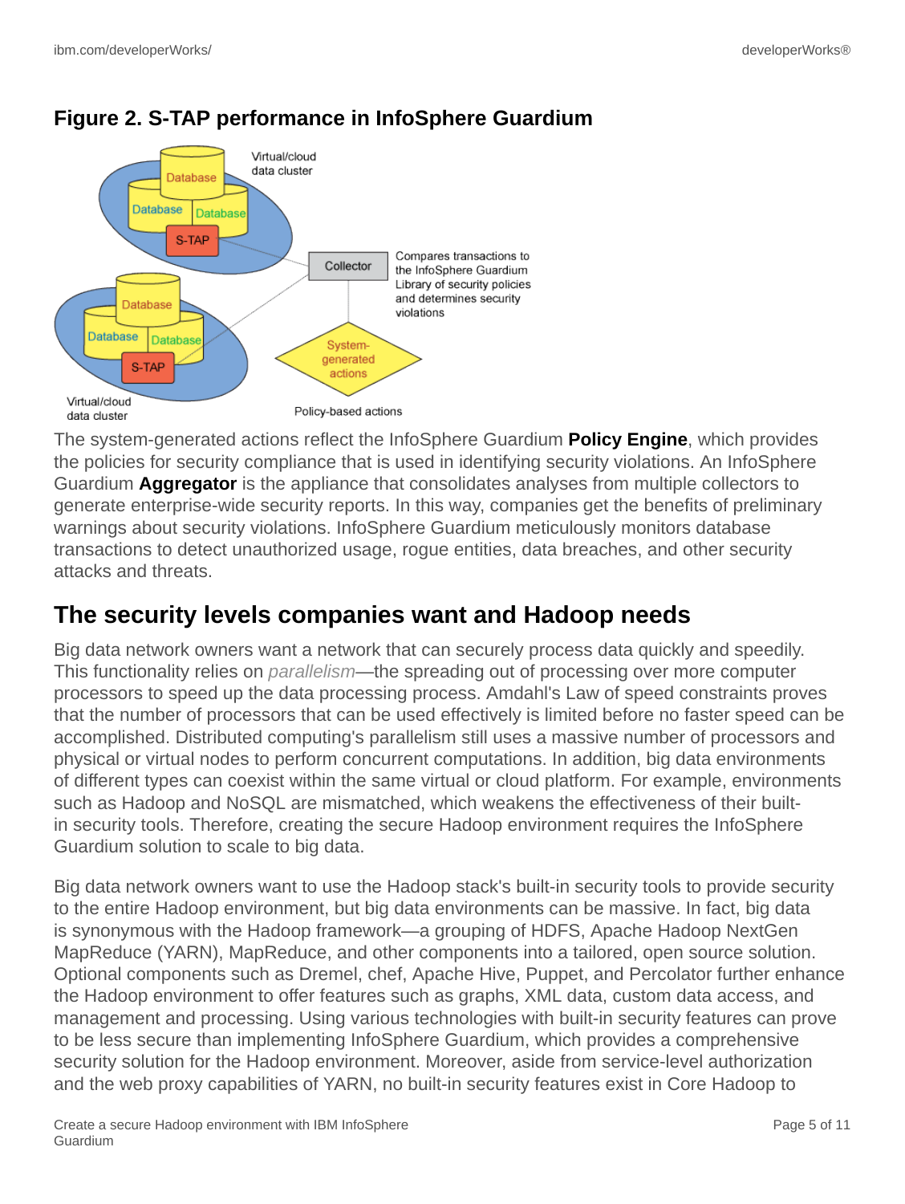## Figure 2. S-TAP performance in InfoSphere Guardium

The system-generated actions reflect the InfoSphere Guardium **Policy Engine**, which provides the policies for security compliance that is used in identifying security violations. An InfoSphere Guardium **Aggregator** is the appliance that consolidates analyses from multiple collectors to generate enterprise-wide security reports. In this way, companies get the benefits of preliminary warnings about security violations. InfoSphere Guardium meticulously monitors database transactions to detect unauthorized usage, rogue entities, data breaches, and other security attacks and threats.

## The security levels companies want and Hadoop needs

Big data network owners want a network that can securely process data quickly and speedily. This functionality relies on *parallelism*—the spreading out of processing over more computer processors to speed up the data processing process. Amdahl's Law of speed constraints proves that the number of processors that can be used effectively is limited before no faster speed can be accomplished. Distributed computing's parallelism still uses a massive number of processors and physical or virtual nodes to perform concurrent computations. In addition, big data environments of different types can coexist within the same virtual or cloud platform. For example, environments such as Hadoop and NoSQL are mismatched, which weakens the effectiveness of their built-in security tools. Therefore, creating the secure Hadoop environment requires the InfoSphere Guardium solution to scale to big data.

Big data network owners want to use the Hadoop stack's built-in security tools to provide security to the entire Hadoop environment, but big data environments can be massive. In fact, big data is synonymous with the Hadoop framework—a grouping of HDFS, Apache Hadoop NextGen MapReduce (YARN), MapReduce, and other components into a tailored, open source solution. Optional components such as Dremel, chef, Apache Hive, Puppet, and Percolator further enhance the Hadoop environment to offer features such as graphs, XML data, custom data access, and management and processing. Using various technologies with built-in security features can prove to be less secure than implementing InfoSphere Guardium, which provides a comprehensive security solution for the Hadoop environment. Moreover, aside from service-level authorization and the web proxy capabilities of YARN, no built-in security features exist in Core Hadoop to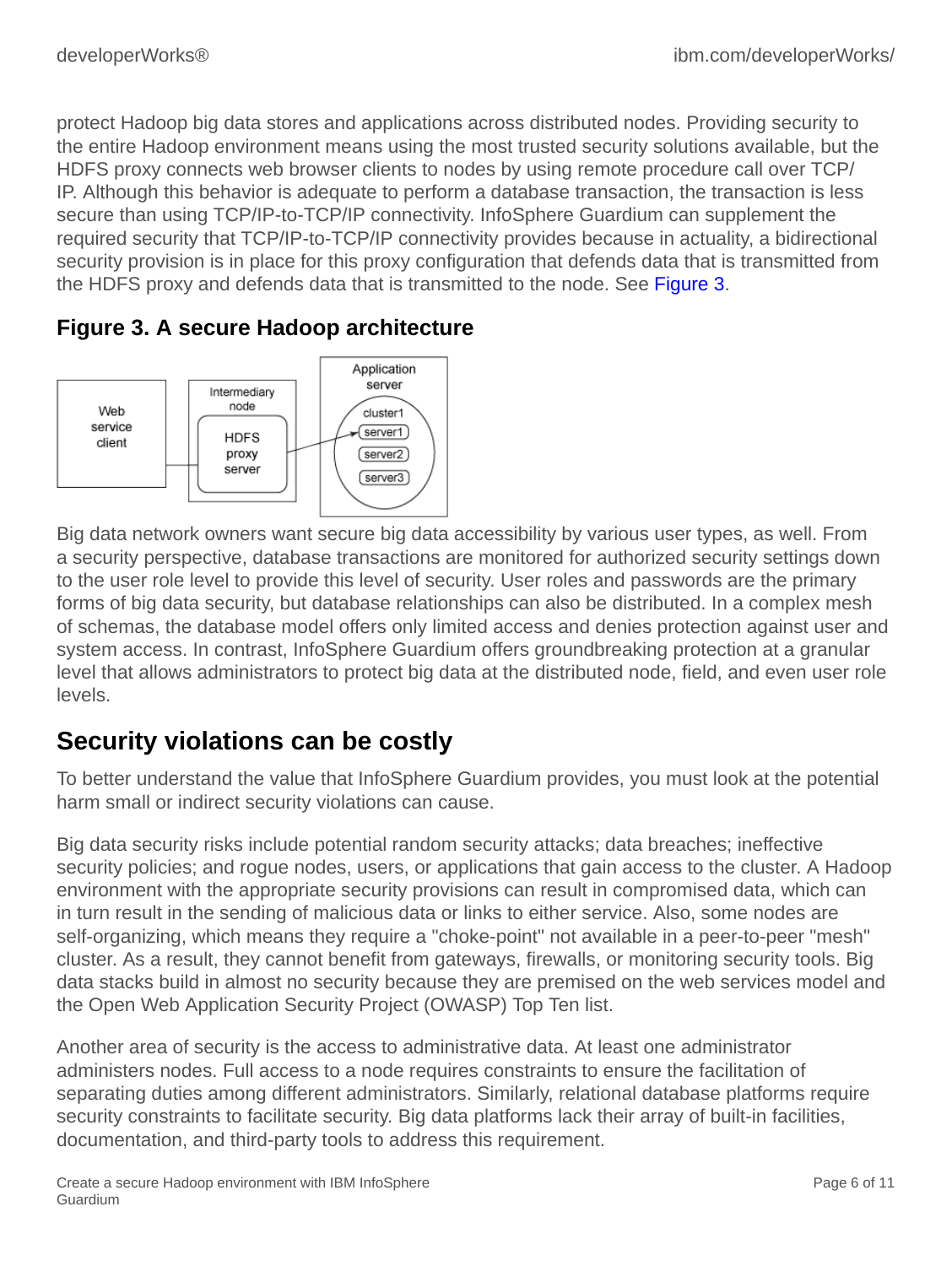protect Hadoop big data stores and applications across distributed nodes. Providing security to the entire Hadoop environment means using the most trusted security solutions available, but the HDFS proxy connects web browser clients to nodes by using remote procedure call over TCP/IP. Although this behavior is adequate to perform a database transaction, the transaction is less secure than using TCP/IP-to-TCP/IP connectivity. InfoSphere Guardium can supplement the required security that TCP/IP-to-TCP/IP connectivity provides because in actuality, a bidirectional security provision is in place for this proxy configuration that defends data that is transmitted from the HDFS proxy and defends data that is transmitted to the node. See Figure 3.

### Figure 3. A secure Hadoop architecture

Big data network owners want secure big data accessibility by various user types, as well. From a security perspective, database transactions are monitored for authorized security settings down to the user role level to provide this level of security. User roles and passwords are the primary forms of big data security, but database relationships can also be distributed. In a complex mesh of schemas, the database model offers only limited access and denies protection against user and system access. In contrast, InfoSphere Guardium offers groundbreaking protection at a granular level that allows administrators to protect big data at the distributed node, field, and even user role levels.

## Security violations can be costly

To better understand the value that InfoSphere Guardium provides, you must look at the potential harm small or indirect security violations can cause.

Big data security risks include potential random security attacks; data breaches; ineffective security policies; and rogue nodes, users, or applications that gain access to the cluster. A Hadoop environment with the appropriate security provisions can result in compromised data, which can in turn result in the sending of malicious data or links to either service. Also, some nodes are self-organizing, which means they require a "choke-point" not available in a peer-to-peer "mesh" cluster. As a result, they cannot benefit from gateways, firewalls, or monitoring security tools. Big data stacks build in almost no security because they are premised on the web services model and the Open Web Application Security Project (OWASP) Top Ten list.

Another area of security is the access to administrative data. At least one administrator administers nodes. Full access to a node requires constraints to ensure the facilitation of separating duties among different administrators. Similarly, relational database platforms require security constraints to facilitate security. Big data platforms lack their array of built-in facilities, documentation, and third-party tools to address this requirement.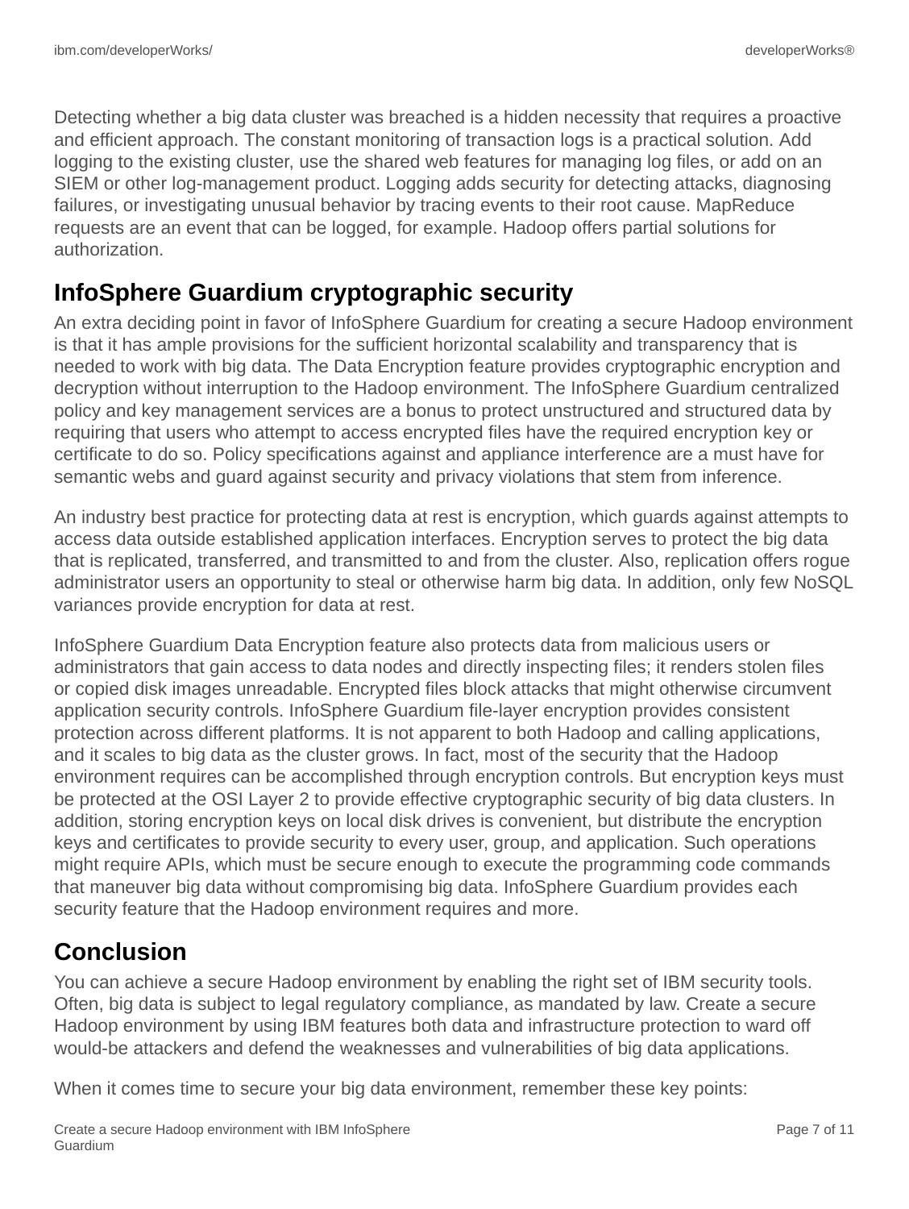Detecting whether a big data cluster was breached is a hidden necessity that requires a proactive and efficient approach. The constant monitoring of transaction logs is a practical solution. Add logging to the existing cluster, use the shared web features for managing log files, or add on an SIEM or other log-management product. Logging adds security for detecting attacks, diagnosing failures, or investigating unusual behavior by tracing events to their root cause. MapReduce requests are an event that can be logged, for example. Hadoop offers partial solutions for authorization.

## InfoSphere Guardium cryptographic security

An extra deciding point in favor of InfoSphere Guardium for creating a secure Hadoop environment is that it has ample provisions for the sufficient horizontal scalability and transparency that is needed to work with big data. The Data Encryption feature provides cryptographic encryption and decryption without interruption to the Hadoop environment. The InfoSphere Guardium centralized policy and key management services are a bonus to protect unstructured and structured data by requiring that users who attempt to access encrypted files have the required encryption key or certificate to do so. Policy specifications against and appliance interference are a must have for semantic webs and guard against security and privacy violations that stem from inference.

An industry best practice for protecting data at rest is encryption, which guards against attempts to access data outside established application interfaces. Encryption serves to protect the big data that is replicated, transferred, and transmitted to and from the cluster. Also, replication offers rogue administrator users an opportunity to steal or otherwise harm big data. In addition, only few NoSQL variances provide encryption for data at rest.

InfoSphere Guardium Data Encryption feature also protects data from malicious users or administrators that gain access to data nodes and directly inspecting files; it renders stolen files or copied disk images unreadable. Encrypted files block attacks that might otherwise circumvent application security controls. InfoSphere Guardium file-layer encryption provides consistent protection across different platforms. It is not apparent to both Hadoop and calling applications, and it scales to big data as the cluster grows. In fact, most of the security that the Hadoop environment requires can be accomplished through encryption controls. But encryption keys must be protected at the OSI Layer 2 to provide effective cryptographic security of big data clusters. In addition, storing encryption keys on local disk drives is convenient, but distribute the encryption keys and certificates to provide security to every user, group, and application. Such operations might require APIs, which must be secure enough to execute the programming code commands that maneuver big data without compromising big data. InfoSphere Guardium provides each security feature that the Hadoop environment requires and more.

## Conclusion

You can achieve a secure Hadoop environment by enabling the right set of IBM security tools. Often, big data is subject to legal regulatory compliance, as mandated by law. Create a secure Hadoop environment by using IBM features both data and infrastructure protection to ward off would-be attackers and defend the weaknesses and vulnerabilities of big data applications.

When it comes time to secure your big data environment, remember these key points: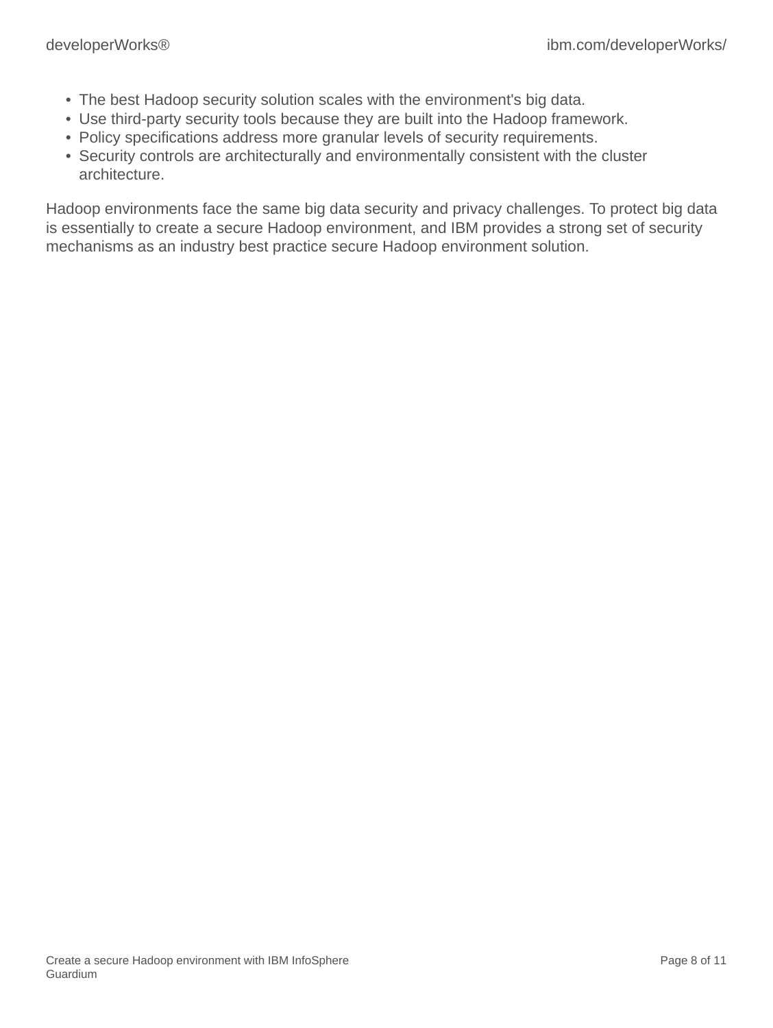- The best Hadoop security solution scales with the environment's big data.
- Use third-party security tools because they are built into the Hadoop framework.
- Policy specifications address more granular levels of security requirements.
- Security controls are architecturally and environmentally consistent with the cluster architecture.

Hadoop environments face the same big data security and privacy challenges. To protect big data is essentially to create a secure Hadoop environment, and IBM provides a strong set of security mechanisms as an industry best practice secure Hadoop environment solution.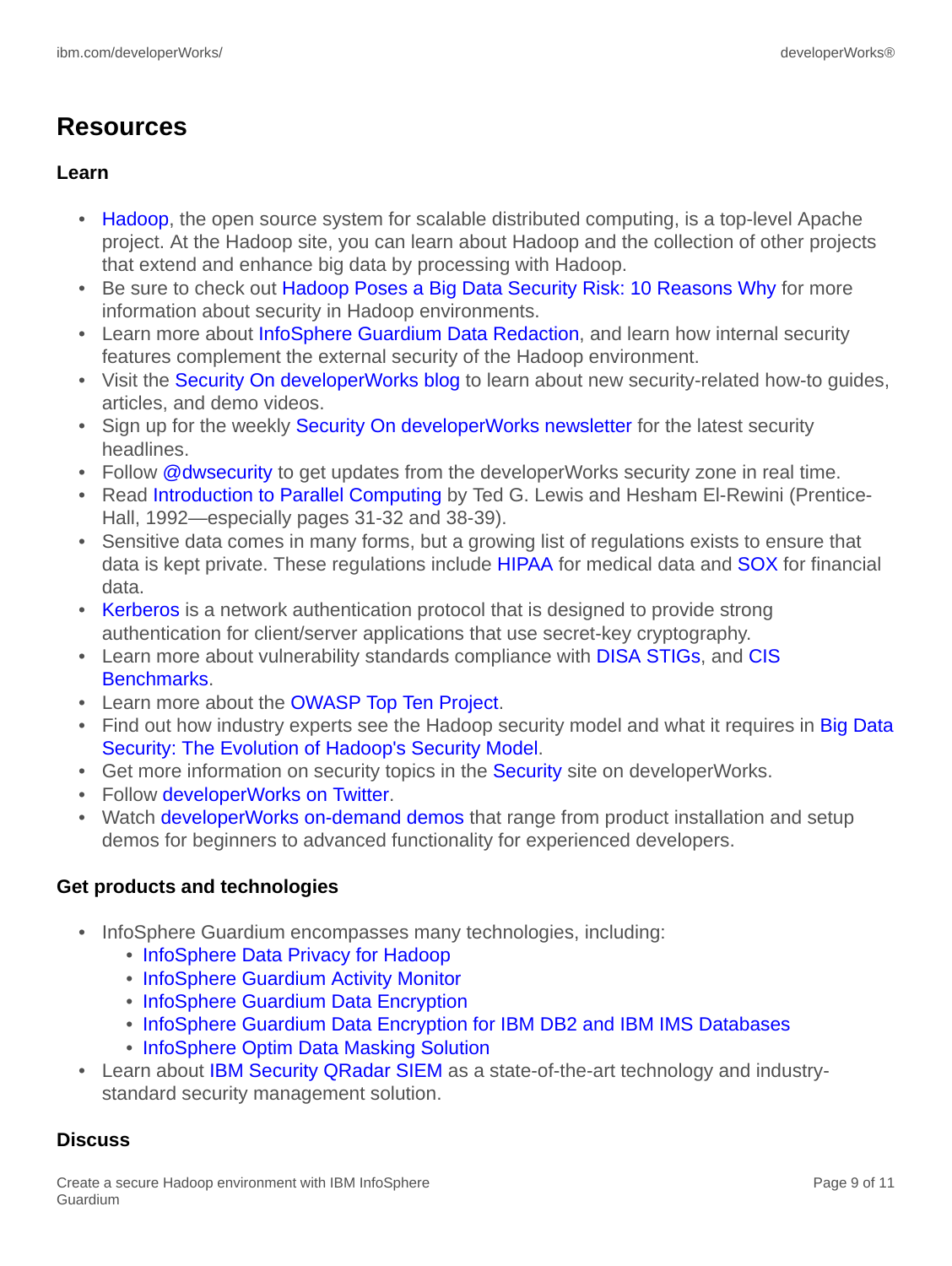## Resources

### Learn

- Hadoop, the open source system for scalable distributed computing, is a top-level Apache project. At the Hadoop site, you can learn about Hadoop and the collection of other projects that extend and enhance big data by processing with Hadoop.
- Be sure to check out Hadoop Poses a Big Data Security Risk: 10 Reasons Why for more information about security in Hadoop environments.
- Learn more about InfoSphere Guardium Data Redaction, and learn how internal security features complement the external security of the Hadoop environment.
- Visit the Security On developerWorks blog to learn about new security-related how-to guides, articles, and demo videos.
- Sign up for the weekly Security On developerWorks newsletter for the latest security headlines.
- Follow @dwsecurity to get updates from the developerWorks security zone in real time.
- Read Introduction to Parallel Computing by Ted G. Lewis and Hesham El-Rewini (Prentice-Hall, 1992—especially pages 31-32 and 38-39).
- Sensitive data comes in many forms, but a growing list of regulations exists to ensure that data is kept private. These regulations include HIPAA for medical data and SOX for financial data.
- Kerberos is a network authentication protocol that is designed to provide strong authentication for client/server applications that use secret-key cryptography.
- Learn more about vulnerability standards compliance with DISA STIGs, and CIS Benchmarks.
- Learn more about the OWASP Top Ten Project.
- Find out how industry experts see the Hadoop security model and what it requires in Big Data Security: The Evolution of Hadoop's Security Model.
- Get more information on security topics in the Security site on developerWorks.
- Follow developerWorks on Twitter.
- Watch developerWorks on-demand demos that range from product installation and setup demos for beginners to advanced functionality for experienced developers.

### Get products and technologies

- InfoSphere Guardium encompasses many technologies, including:
  - InfoSphere Data Privacy for Hadoop
  - InfoSphere Guardium Activity Monitor
  - InfoSphere Guardium Data Encryption
  - InfoSphere Guardium Data Encryption for IBM DB2 and IBM IMS Databases
  - InfoSphere Optim Data Masking Solution
- Learn about IBM Security QRadar SIEM as a state-of-the-art technology and industry-standard security management solution.

### Discuss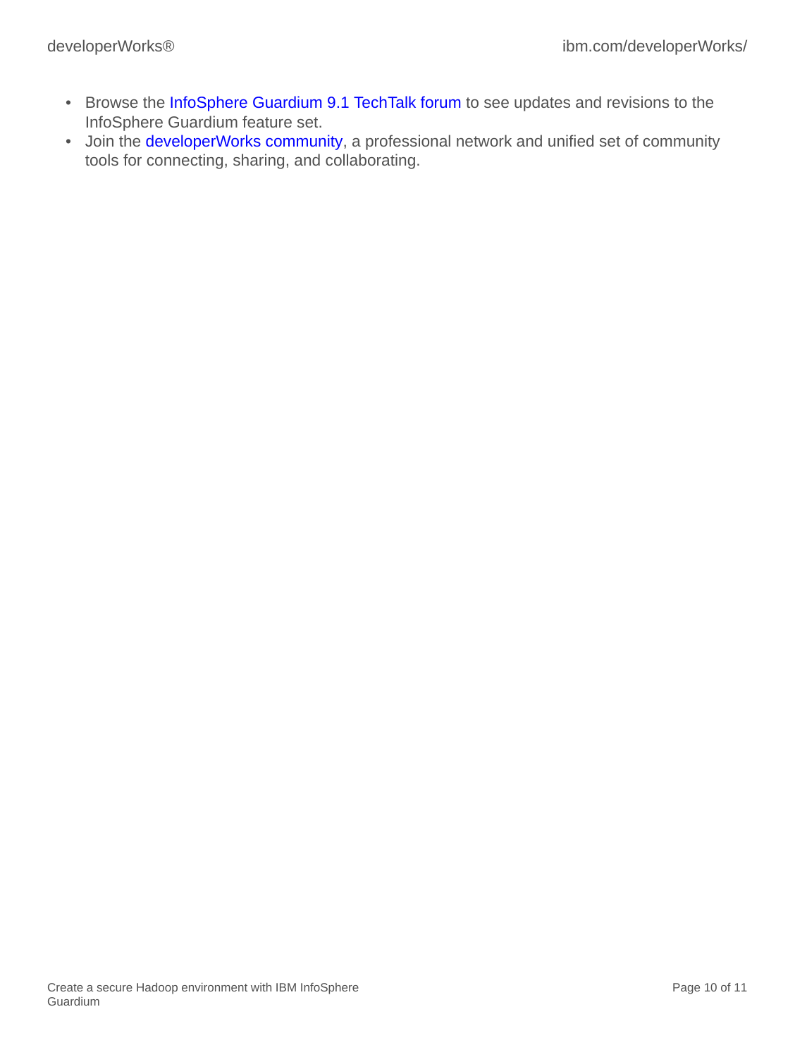- Browse the InfoSphere Guardium 9.1 TechTalk forum to see updates and revisions to the InfoSphere Guardium feature set.
- Join the developerWorks community, a professional network and unified set of community tools for connecting, sharing, and collaborating.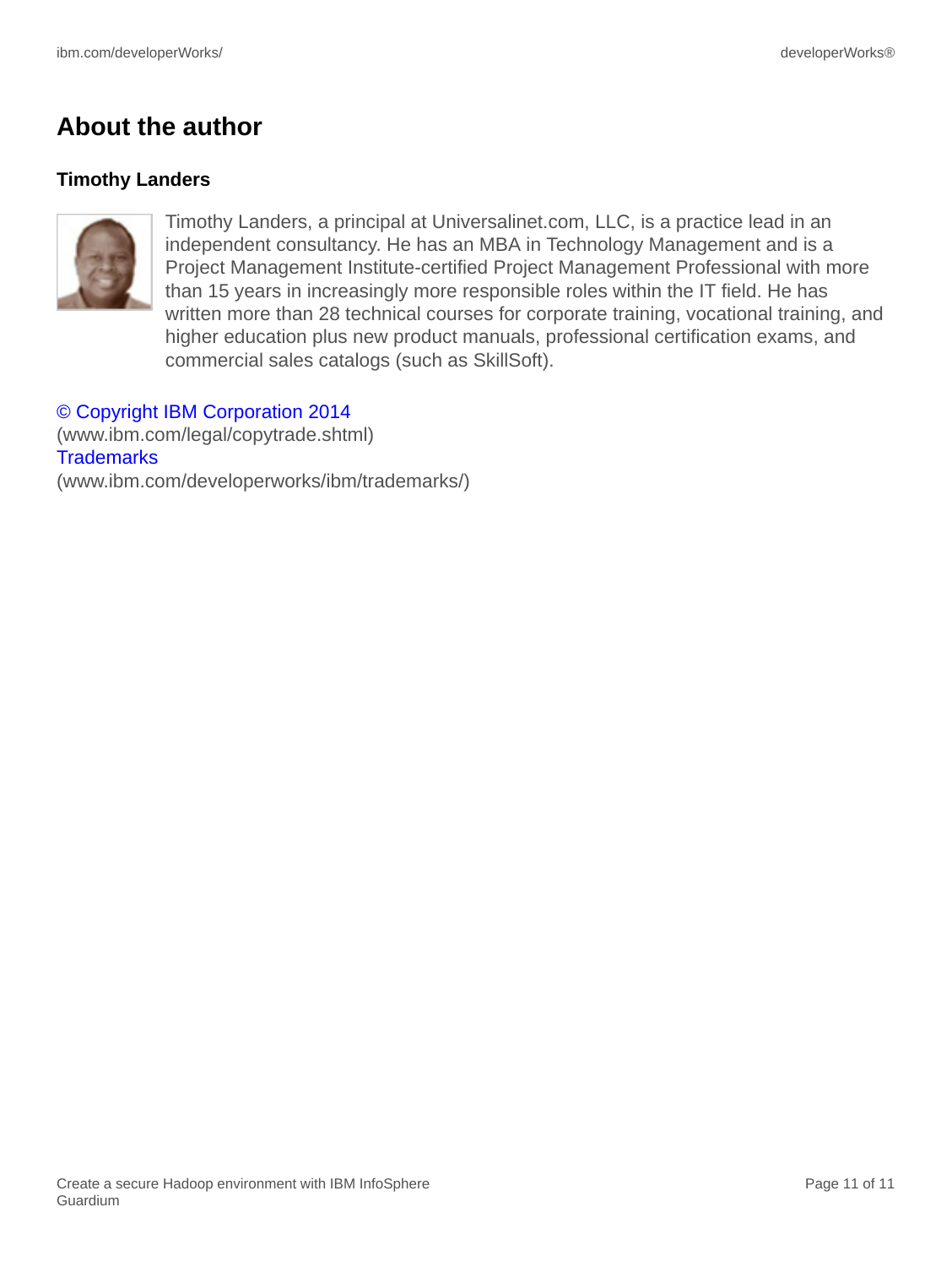## About the author

### Timothy Landers

Timothy Landers, a principal at Universalinet.com, LLC, is a practice lead in an independent consultancy. He has an MBA in Technology Management and is a Project Management Institute-certified Project Management Professional with more than 15 years in increasingly more responsible roles within the IT field. He has written more than 28 technical courses for corporate training, vocational training, and higher education plus new product manuals, professional certification exams, and commercial sales catalogs (such as SkillSoft).

© Copyright IBM Corporation 2014
(www.ibm.com/legal/copytrade.shtml)
Trademarks
(www.ibm.com/developerworks/ibm/trademarks/)